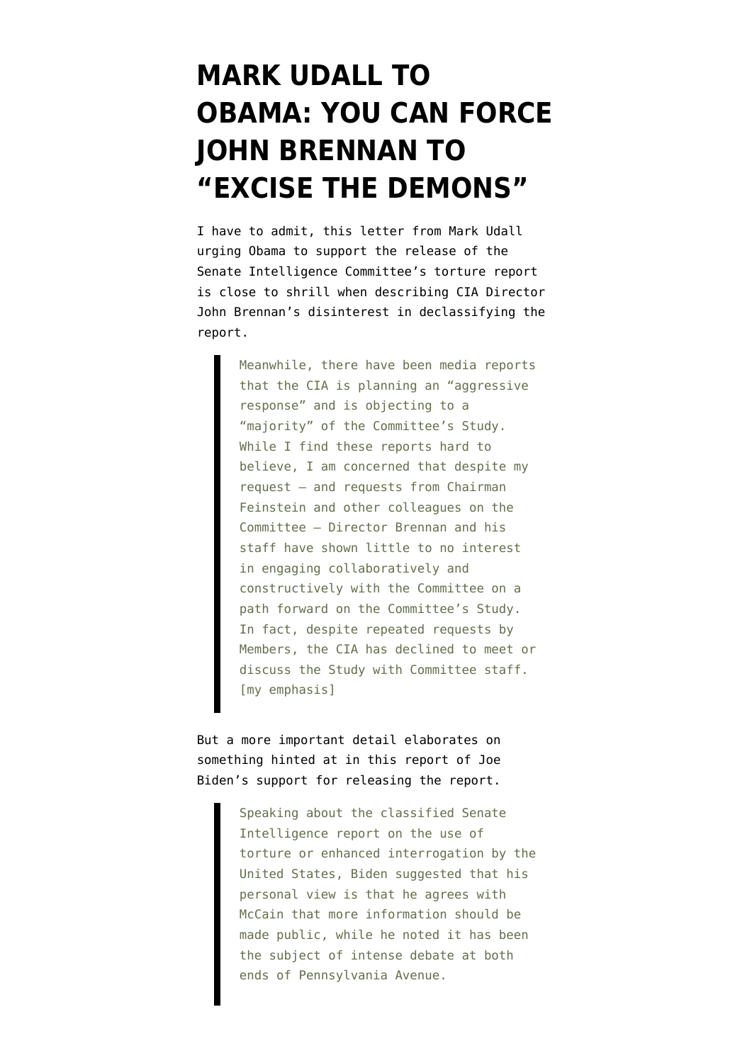# MARK UDALL TO OBAMA: YOU CAN FORCE JOHN BRENNAN TO "EXCISE THE DEMONS"

I have to admit, this letter from Mark Udall urging Obama to support the release of the Senate Intelligence Committee's torture report is close to shrill when describing CIA Director John Brennan's disinterest in declassifying the report.

> Meanwhile, there have been media reports that the CIA is planning an "aggressive response" and is objecting to a "majority" of the Committee's Study. While I find these reports hard to believe, I am concerned that despite my request — and requests from Chairman Feinstein and other colleagues on the Committee — Director Brennan and his staff have shown little to no interest in engaging collaboratively and constructively with the Committee on a path forward on the Committee's Study. In fact, despite repeated requests by Members, the CIA has declined to meet or discuss the Study with Committee staff. [my emphasis]

But a more important detail elaborates on something hinted at in this report of Joe Biden's support for releasing the report.

> Speaking about the classified Senate Intelligence report on the use of torture or enhanced interrogation by the United States, Biden suggested that his personal view is that he agrees with McCain that more information should be made public, while he noted it has been the subject of intense debate at both ends of Pennsylvania Avenue.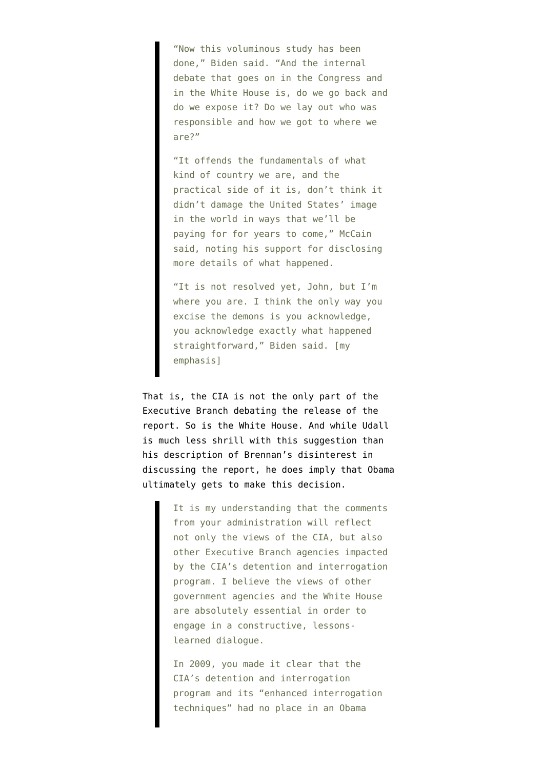> "Now this voluminous study has been done," Biden said. "And the internal debate that goes on in the Congress and in the White House is, do we go back and do we expose it? Do we lay out who was responsible and how we got to where we are?"
>
> "It offends the fundamentals of what kind of country we are, and the practical side of it is, don't think it didn't damage the United States' image in the world in ways that we'll be paying for for years to come," McCain said, noting his support for disclosing more details of what happened.
>
> "It is not resolved yet, John, but I'm where you are. I think the only way you excise the demons is you acknowledge, you acknowledge exactly what happened straightforward," Biden said. [my emphasis]

That is, the CIA is not the only part of the Executive Branch debating the release of the report. So is the White House. And while Udall is much less shrill with this suggestion than his description of Brennan's disinterest in discussing the report, he does imply that Obama ultimately gets to make this decision.

> It is my understanding that the comments from your administration will reflect not only the views of the CIA, but also other Executive Branch agencies impacted by the CIA's detention and interrogation program. I believe the views of other government agencies and the White House are absolutely essential in order to engage in a constructive, lessons-learned dialogue.
>
> In 2009, you made it clear that the CIA's detention and interrogation program and its "enhanced interrogation techniques" had no place in an Obama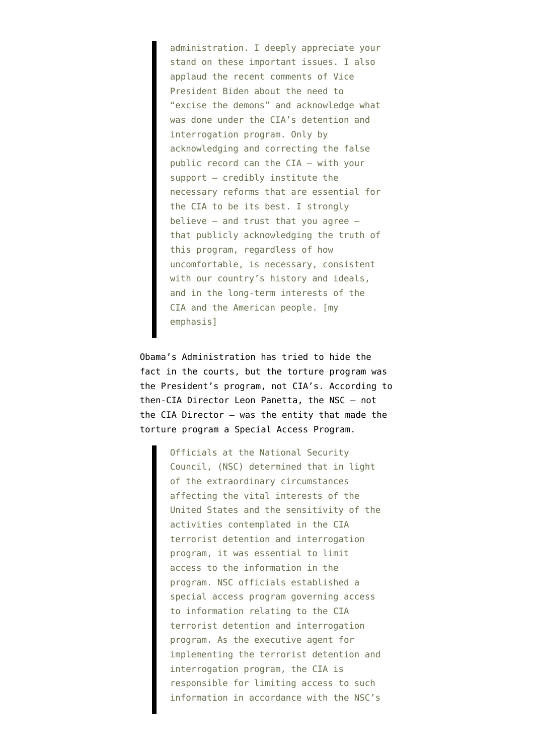> administration. I deeply appreciate your stand on these important issues. I also applaud the recent comments of Vice President Biden about the need to "excise the demons" and acknowledge what was done under the CIA's detention and interrogation program. Only by acknowledging and correcting the false public record can the CIA — with your support — credibly institute the necessary reforms that are essential for the CIA to be its best. I strongly believe — and trust that you agree — that publicly acknowledging the truth of this program, regardless of how uncomfortable, is necessary, consistent with our country's history and ideals, and in the long-term interests of the CIA and the American people. [my emphasis]

Obama's Administration has tried to hide the fact in the courts, but the torture program was the President's program, not CIA's. According to then-CIA Director Leon Panetta, the NSC — not the CIA Director — was the entity that made the torture program a Special Access Program.

> Officials at the National Security Council, (NSC) determined that in light of the extraordinary circumstances affecting the vital interests of the United States and the sensitivity of the activities contemplated in the CIA terrorist detention and interrogation program, it was essential to limit access to the information in the program. NSC officials established a special access program governing access to information relating to the CIA terrorist detention and interrogation program. As the executive agent for implementing the terrorist detention and interrogation program, the CIA is responsible for limiting access to such information in accordance with the NSC's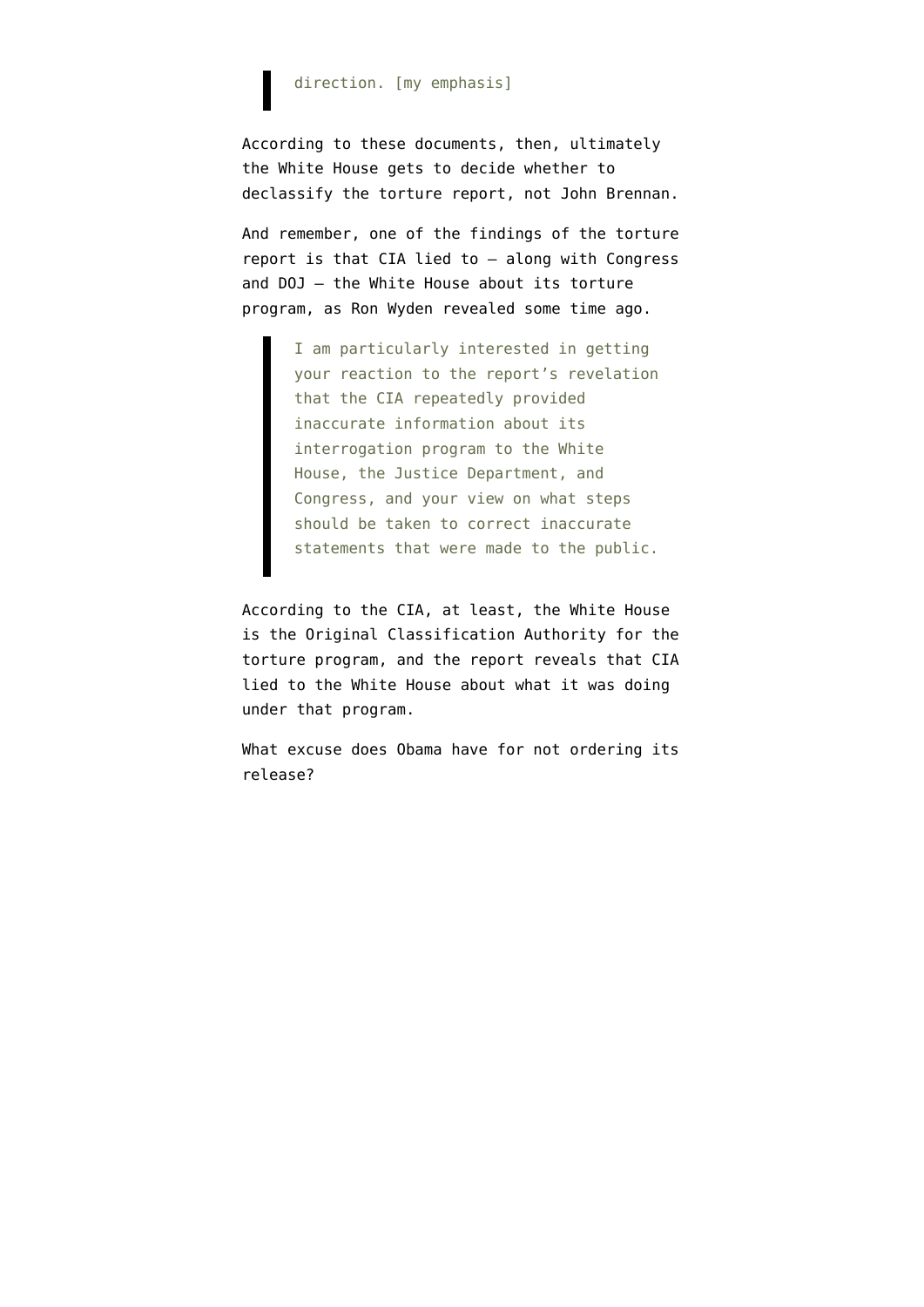> direction. [my emphasis]

According to these documents, then, ultimately the White House gets to decide whether to declassify the torture report, not John Brennan.

And remember, one of the findings of the torture report is that CIA lied to — along with Congress and DOJ — the White House about its torture program, as Ron Wyden revealed some time ago.

> I am particularly interested in getting your reaction to the report's revelation that the CIA repeatedly provided inaccurate information about its interrogation program to the White House, the Justice Department, and Congress, and your view on what steps should be taken to correct inaccurate statements that were made to the public.

According to the CIA, at least, the White House is the Original Classification Authority for the torture program, and the report reveals that CIA lied to the White House about what it was doing under that program.

What excuse does Obama have for not ordering its release?